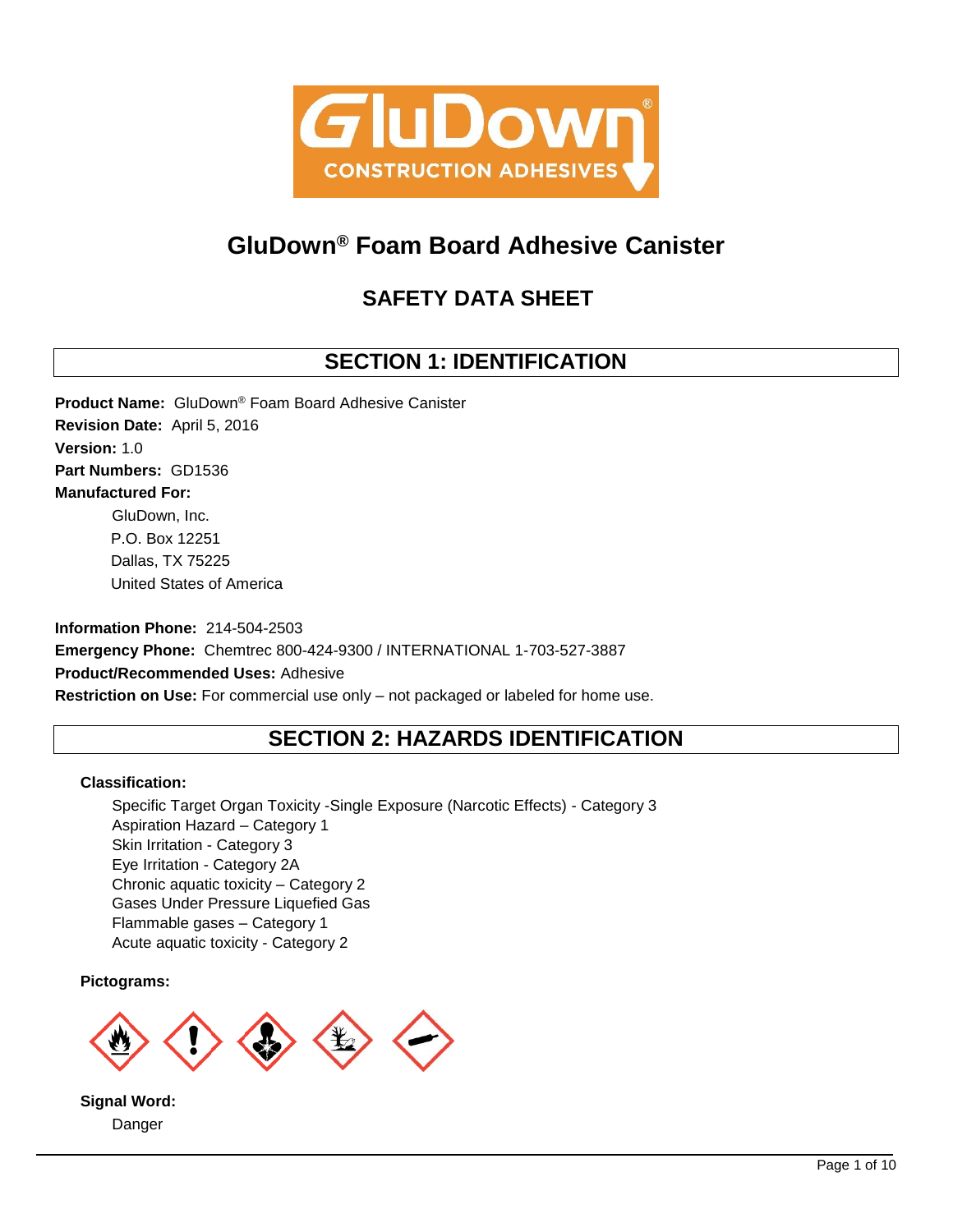# GluDown® Foam Board Adhesive Canister

## SAFETY DATA SHEET

## SECTION 1: IDENTIFICATION

**Product Name:** GluDown® Foam Board Adhesive Canister
**Revision Date:** April 5, 2016
**Version:** 1.0
**Part Numbers:** GD1536
**Manufactured For:**

GluDown, Inc.
P.O. Box 12251
Dallas, TX 75225
United States of America

**Information Phone:** 214-504-2503
**Emergency Phone:** Chemtrec 800-424-9300 / INTERNATIONAL 1-703-527-3887
**Product/Recommended Uses:** Adhesive
**Restriction on Use:** For commercial use only – not packaged or labeled for home use.

## SECTION 2: HAZARDS IDENTIFICATION

**Classification:**

Specific Target Organ Toxicity -Single Exposure (Narcotic Effects) - Category 3
Aspiration Hazard – Category 1
Skin Irritation - Category 3
Eye Irritation - Category 2A
Chronic aquatic toxicity – Category 2
Gases Under Pressure Liquefied Gas
Flammable gases – Category 1
Acute aquatic toxicity - Category 2

**Pictograms:**

**Signal Word:**

Danger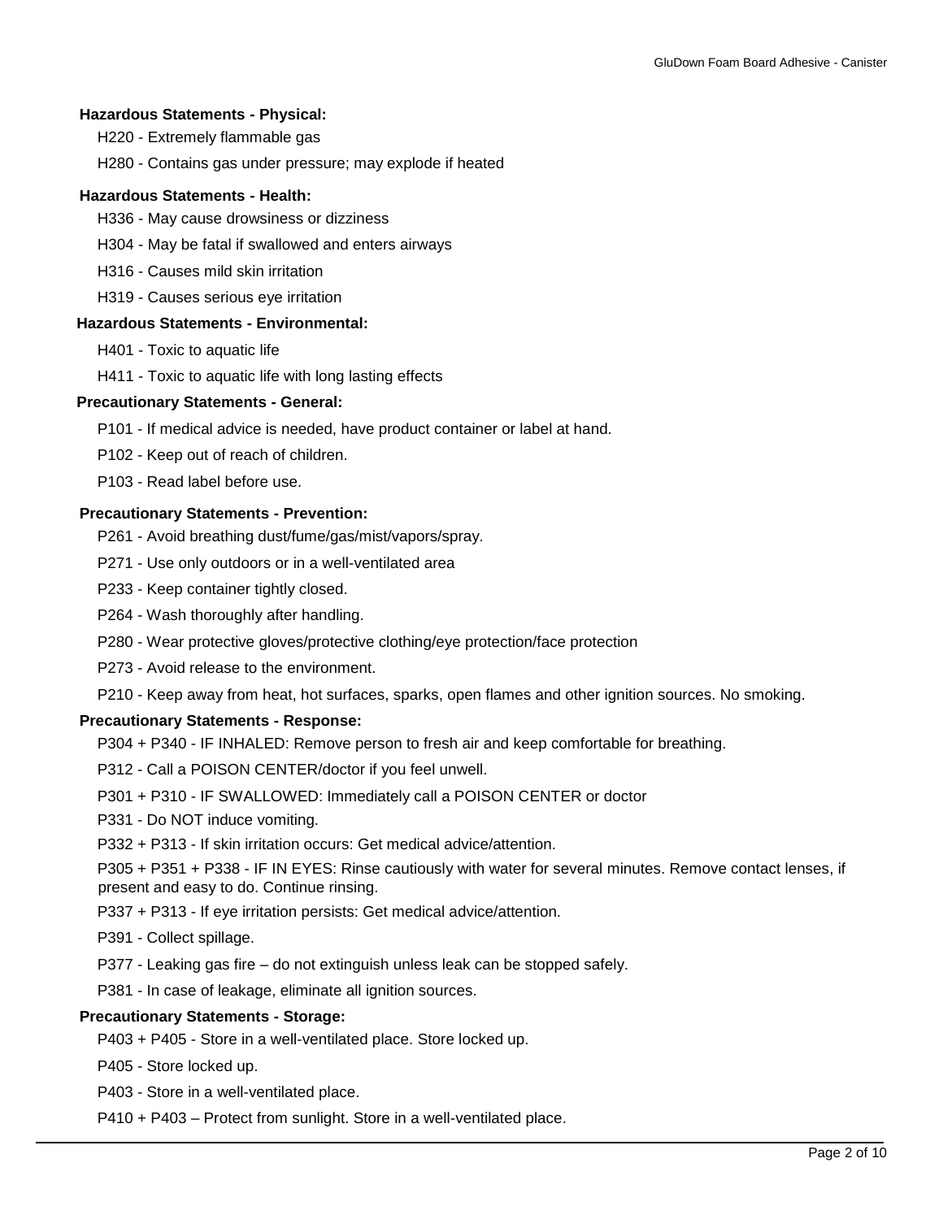**Hazardous Statements - Physical:**

H220 - Extremely flammable gas

H280 - Contains gas under pressure; may explode if heated

**Hazardous Statements - Health:**

H336 - May cause drowsiness or dizziness

H304 - May be fatal if swallowed and enters airways

H316 - Causes mild skin irritation

H319 - Causes serious eye irritation

**Hazardous Statements - Environmental:**

H401 - Toxic to aquatic life

H411 - Toxic to aquatic life with long lasting effects

**Precautionary Statements - General:**

P101 - If medical advice is needed, have product container or label at hand.

P102 - Keep out of reach of children.

P103 - Read label before use.

**Precautionary Statements - Prevention:**

P261 - Avoid breathing dust/fume/gas/mist/vapors/spray.

P271 - Use only outdoors or in a well-ventilated area

P233 - Keep container tightly closed.

P264 - Wash thoroughly after handling.

P280 - Wear protective gloves/protective clothing/eye protection/face protection

P273 - Avoid release to the environment.

P210 - Keep away from heat, hot surfaces, sparks, open flames and other ignition sources. No smoking.

**Precautionary Statements - Response:**

P304 + P340 - IF INHALED: Remove person to fresh air and keep comfortable for breathing.

P312 - Call a POISON CENTER/doctor if you feel unwell.

P301 + P310 - IF SWALLOWED: Immediately call a POISON CENTER or doctor

P331 - Do NOT induce vomiting.

P332 + P313 - If skin irritation occurs: Get medical advice/attention.

P305 + P351 + P338 - IF IN EYES: Rinse cautiously with water for several minutes. Remove contact lenses, if present and easy to do. Continue rinsing.

P337 + P313 - If eye irritation persists: Get medical advice/attention.

P391 - Collect spillage.

P377 - Leaking gas fire – do not extinguish unless leak can be stopped safely.

P381 - In case of leakage, eliminate all ignition sources.

**Precautionary Statements - Storage:**

P403 + P405 - Store in a well-ventilated place. Store locked up.

P405 - Store locked up.

P403 - Store in a well-ventilated place.

P410 + P403 – Protect from sunlight. Store in a well-ventilated place.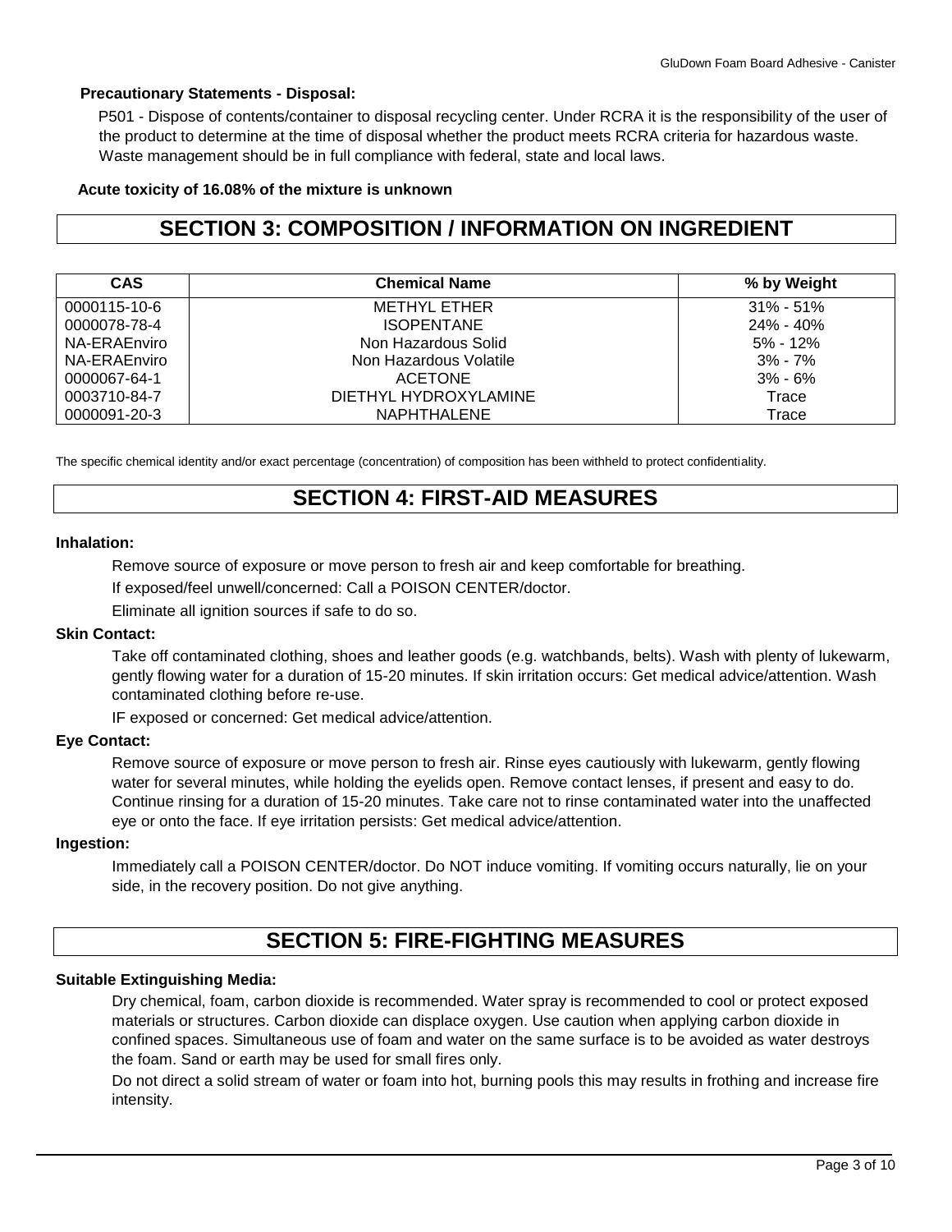**Precautionary Statements - Disposal:**

P501 - Dispose of contents/container to disposal recycling center. Under RCRA it is the responsibility of the user of the product to determine at the time of disposal whether the product meets RCRA criteria for hazardous waste. Waste management should be in full compliance with federal, state and local laws.

**Acute toxicity of 16.08% of the mixture is unknown**

## SECTION 3: COMPOSITION / INFORMATION ON INGREDIENT

| CAS | Chemical Name | % by Weight |
|---|---|---|
| 0000115-10-6 | METHYL ETHER | 31% - 51% |
| 0000078-78-4 | ISOPENTANE | 24% - 40% |
| NA-ERAEnviro | Non Hazardous Solid | 5% - 12% |
| NA-ERAEnviro | Non Hazardous Volatile | 3% - 7% |
| 0000067-64-1 | ACETONE | 3% - 6% |
| 0003710-84-7 | DIETHYL HYDROXYLAMINE | Trace |
| 0000091-20-3 | NAPHTHALENE | Trace |

The specific chemical identity and/or exact percentage (concentration) of composition has been withheld to protect confidentiality.

## SECTION 4: FIRST-AID MEASURES

**Inhalation:**

Remove source of exposure or move person to fresh air and keep comfortable for breathing.

If exposed/feel unwell/concerned: Call a POISON CENTER/doctor.

Eliminate all ignition sources if safe to do so.

**Skin Contact:**

Take off contaminated clothing, shoes and leather goods (e.g. watchbands, belts). Wash with plenty of lukewarm, gently flowing water for a duration of 15-20 minutes. If skin irritation occurs: Get medical advice/attention. Wash contaminated clothing before re-use.

IF exposed or concerned: Get medical advice/attention.

**Eye Contact:**

Remove source of exposure or move person to fresh air. Rinse eyes cautiously with lukewarm, gently flowing water for several minutes, while holding the eyelids open. Remove contact lenses, if present and easy to do. Continue rinsing for a duration of 15-20 minutes. Take care not to rinse contaminated water into the unaffected eye or onto the face. If eye irritation persists: Get medical advice/attention.

**Ingestion:**

Immediately call a POISON CENTER/doctor. Do NOT induce vomiting. If vomiting occurs naturally, lie on your side, in the recovery position. Do not give anything.

## SECTION 5: FIRE-FIGHTING MEASURES

**Suitable Extinguishing Media:**

Dry chemical, foam, carbon dioxide is recommended. Water spray is recommended to cool or protect exposed materials or structures. Carbon dioxide can displace oxygen. Use caution when applying carbon dioxide in confined spaces. Simultaneous use of foam and water on the same surface is to be avoided as water destroys the foam. Sand or earth may be used for small fires only.

Do not direct a solid stream of water or foam into hot, burning pools this may results in frothing and increase fire intensity.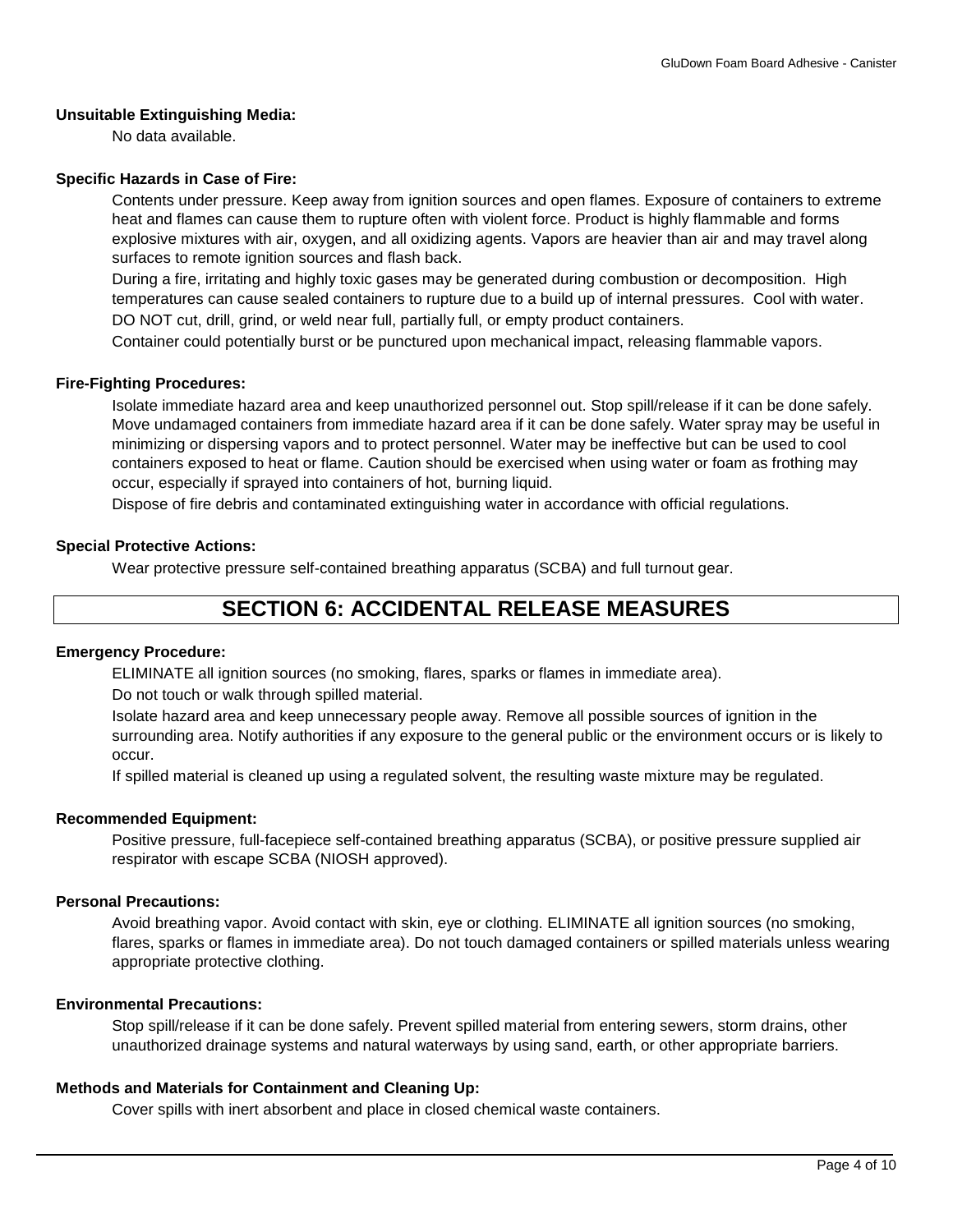**Unsuitable Extinguishing Media:**

No data available.

**Specific Hazards in Case of Fire:**

Contents under pressure. Keep away from ignition sources and open flames. Exposure of containers to extreme heat and flames can cause them to rupture often with violent force. Product is highly flammable and forms explosive mixtures with air, oxygen, and all oxidizing agents. Vapors are heavier than air and may travel along surfaces to remote ignition sources and flash back.

During a fire, irritating and highly toxic gases may be generated during combustion or decomposition. High temperatures can cause sealed containers to rupture due to a build up of internal pressures. Cool with water.

DO NOT cut, drill, grind, or weld near full, partially full, or empty product containers.

Container could potentially burst or be punctured upon mechanical impact, releasing flammable vapors.

**Fire-Fighting Procedures:**

Isolate immediate hazard area and keep unauthorized personnel out. Stop spill/release if it can be done safely. Move undamaged containers from immediate hazard area if it can be done safely. Water spray may be useful in minimizing or dispersing vapors and to protect personnel. Water may be ineffective but can be used to cool containers exposed to heat or flame. Caution should be exercised when using water or foam as frothing may occur, especially if sprayed into containers of hot, burning liquid.

Dispose of fire debris and contaminated extinguishing water in accordance with official regulations.

**Special Protective Actions:**

Wear protective pressure self-contained breathing apparatus (SCBA) and full turnout gear.

# SECTION 6: ACCIDENTAL RELEASE MEASURES

**Emergency Procedure:**

ELIMINATE all ignition sources (no smoking, flares, sparks or flames in immediate area).

Do not touch or walk through spilled material.

Isolate hazard area and keep unnecessary people away. Remove all possible sources of ignition in the surrounding area. Notify authorities if any exposure to the general public or the environment occurs or is likely to occur.

If spilled material is cleaned up using a regulated solvent, the resulting waste mixture may be regulated.

**Recommended Equipment:**

Positive pressure, full-facepiece self-contained breathing apparatus (SCBA), or positive pressure supplied air respirator with escape SCBA (NIOSH approved).

**Personal Precautions:**

Avoid breathing vapor. Avoid contact with skin, eye or clothing. ELIMINATE all ignition sources (no smoking, flares, sparks or flames in immediate area). Do not touch damaged containers or spilled materials unless wearing appropriate protective clothing.

**Environmental Precautions:**

Stop spill/release if it can be done safely. Prevent spilled material from entering sewers, storm drains, other unauthorized drainage systems and natural waterways by using sand, earth, or other appropriate barriers.

**Methods and Materials for Containment and Cleaning Up:**

Cover spills with inert absorbent and place in closed chemical waste containers.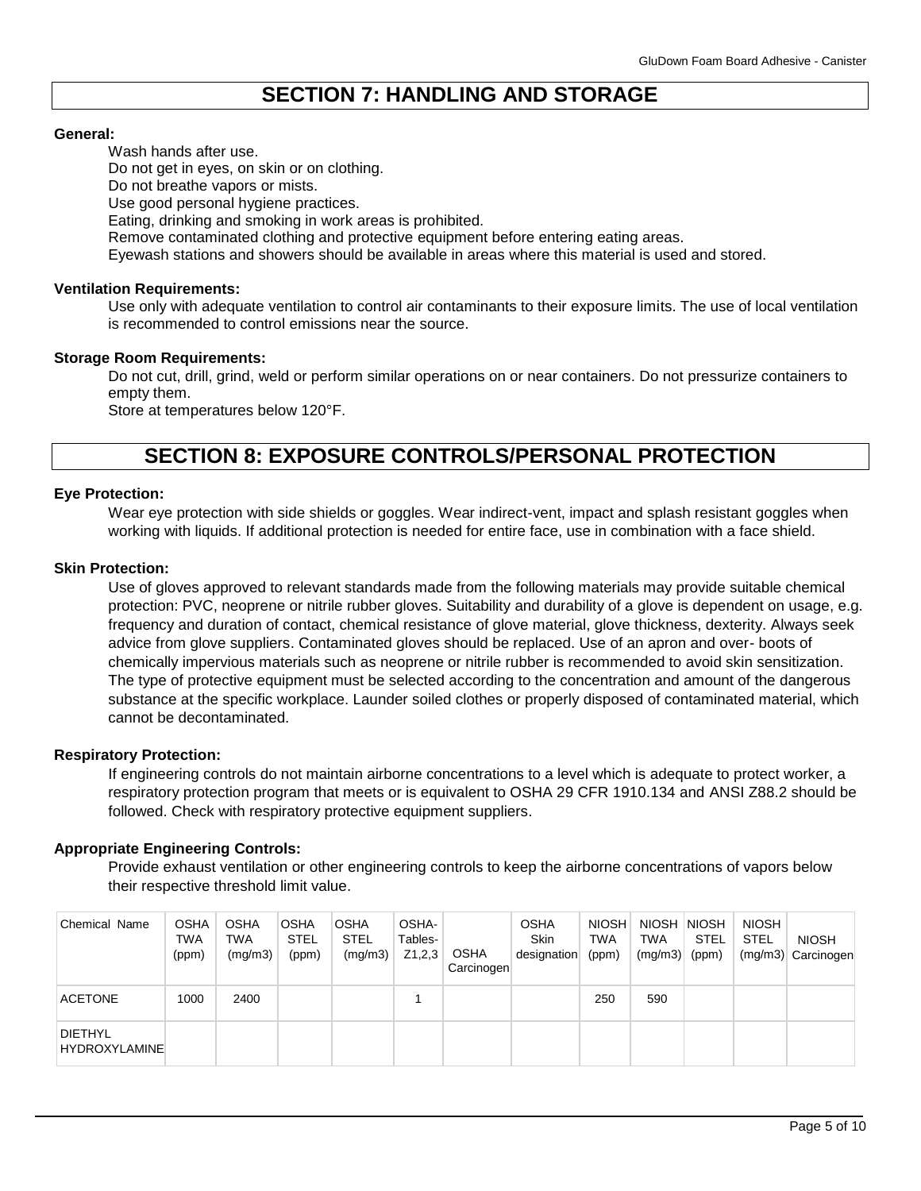## SECTION 7: HANDLING AND STORAGE

**General:**

Wash hands after use.
Do not get in eyes, on skin or on clothing.
Do not breathe vapors or mists.
Use good personal hygiene practices.
Eating, drinking and smoking in work areas is prohibited.
Remove contaminated clothing and protective equipment before entering eating areas.
Eyewash stations and showers should be available in areas where this material is used and stored.

**Ventilation Requirements:**

Use only with adequate ventilation to control air contaminants to their exposure limits. The use of local ventilation is recommended to control emissions near the source.

**Storage Room Requirements:**

Do not cut, drill, grind, weld or perform similar operations on or near containers. Do not pressurize containers to empty them.
Store at temperatures below 120°F.

## SECTION 8: EXPOSURE CONTROLS/PERSONAL PROTECTION

**Eye Protection:**

Wear eye protection with side shields or goggles. Wear indirect-vent, impact and splash resistant goggles when working with liquids. If additional protection is needed for entire face, use in combination with a face shield.

**Skin Protection:**

Use of gloves approved to relevant standards made from the following materials may provide suitable chemical protection: PVC, neoprene or nitrile rubber gloves. Suitability and durability of a glove is dependent on usage, e.g. frequency and duration of contact, chemical resistance of glove material, glove thickness, dexterity. Always seek advice from glove suppliers. Contaminated gloves should be replaced. Use of an apron and over- boots of chemically impervious materials such as neoprene or nitrile rubber is recommended to avoid skin sensitization. The type of protective equipment must be selected according to the concentration and amount of the dangerous substance at the specific workplace. Launder soiled clothes or properly disposed of contaminated material, which cannot be decontaminated.

**Respiratory Protection:**

If engineering controls do not maintain airborne concentrations to a level which is adequate to protect worker, a respiratory protection program that meets or is equivalent to OSHA 29 CFR 1910.134 and ANSI Z88.2 should be followed. Check with respiratory protective equipment suppliers.

**Appropriate Engineering Controls:**

Provide exhaust ventilation or other engineering controls to keep the airborne concentrations of vapors below their respective threshold limit value.

| Chemical Name | OSHA TWA (ppm) | OSHA TWA (mg/m3) | OSHA STEL (ppm) | OSHA STEL (mg/m3) | OSHA-Tables-Z1,2,3 | OSHA Carcinogen | OSHA Skin designation | NIOSH TWA (ppm) | NIOSH TWA (mg/m3) | NIOSH STEL (ppm) | NIOSH STEL (mg/m3) | NIOSH Carcinogen |
|---|---|---|---|---|---|---|---|---|---|---|---|---|
| ACETONE | 1000 | 2400 | | | 1 | | | 250 | 590 | | | |
| DIETHYL HYDROXYLAMINE | | | | | | | | | | | | |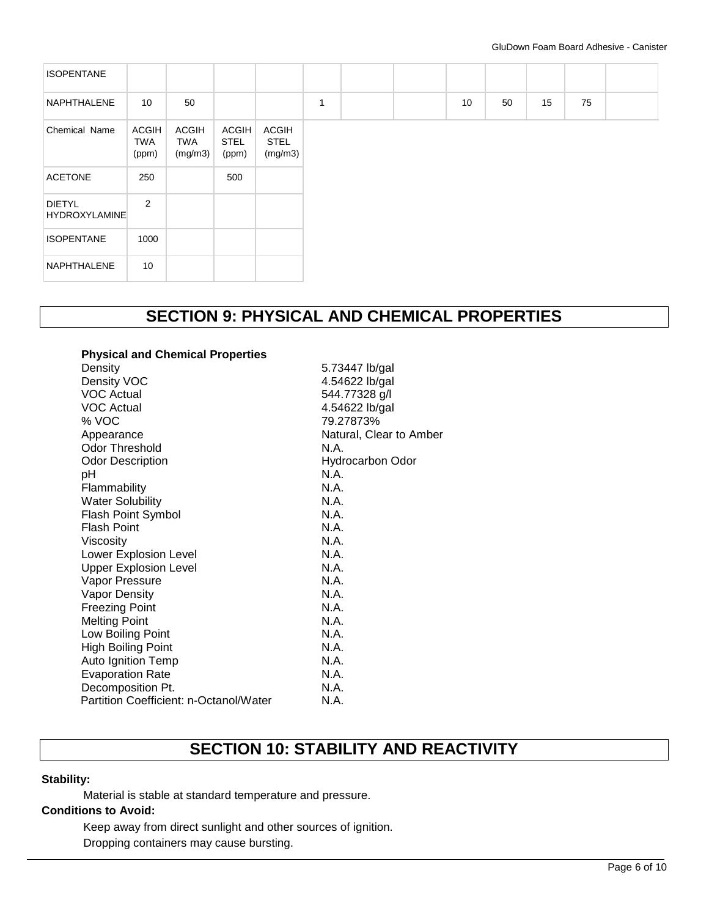| ISOPENTANE | | | | | | | | | | | | |
|---|---|---|---|---|---|---|---|---|---|---|---|---|
| NAPHTHALENE | 10 | 50 | | | 1 | | | 10 | 50 | 15 | 75 | |

| Chemical Name | ACGIH TWA (ppm) | ACGIH TWA (mg/m3) | ACGIH STEL (ppm) | ACGIH STEL (mg/m3) |
|---|---|---|---|---|
| ACETONE | 250 | | 500 | |
| DIETYL HYDROXYLAMINE | 2 | | | |
| ISOPENTANE | 1000 | | | |
| NAPHTHALENE | 10 | | | |

# SECTION 9: PHYSICAL AND CHEMICAL PROPERTIES

**Physical and Chemical Properties**

| Property | Value |
|---|---|
| Density | 5.73447 lb/gal |
| Density VOC | 4.54622 lb/gal |
| VOC Actual | 544.77328 g/l |
| VOC Actual | 4.54622 lb/gal |
| % VOC | 79.27873% |
| Appearance | Natural, Clear to Amber |
| Odor Threshold | N.A. |
| Odor Description | Hydrocarbon Odor |
| pH | N.A. |
| Flammability | N.A. |
| Water Solubility | N.A. |
| Flash Point Symbol | N.A. |
| Flash Point | N.A. |
| Viscosity | N.A. |
| Lower Explosion Level | N.A. |
| Upper Explosion Level | N.A. |
| Vapor Pressure | N.A. |
| Vapor Density | N.A. |
| Freezing Point | N.A. |
| Melting Point | N.A. |
| Low Boiling Point | N.A. |
| High Boiling Point | N.A. |
| Auto Ignition Temp | N.A. |
| Evaporation Rate | N.A. |
| Decomposition Pt. | N.A. |
| Partition Coefficient: n-Octanol/Water | N.A. |

# SECTION 10: STABILITY AND REACTIVITY

**Stability:**

Material is stable at standard temperature and pressure.

**Conditions to Avoid:**

Keep away from direct sunlight and other sources of ignition.

Dropping containers may cause bursting.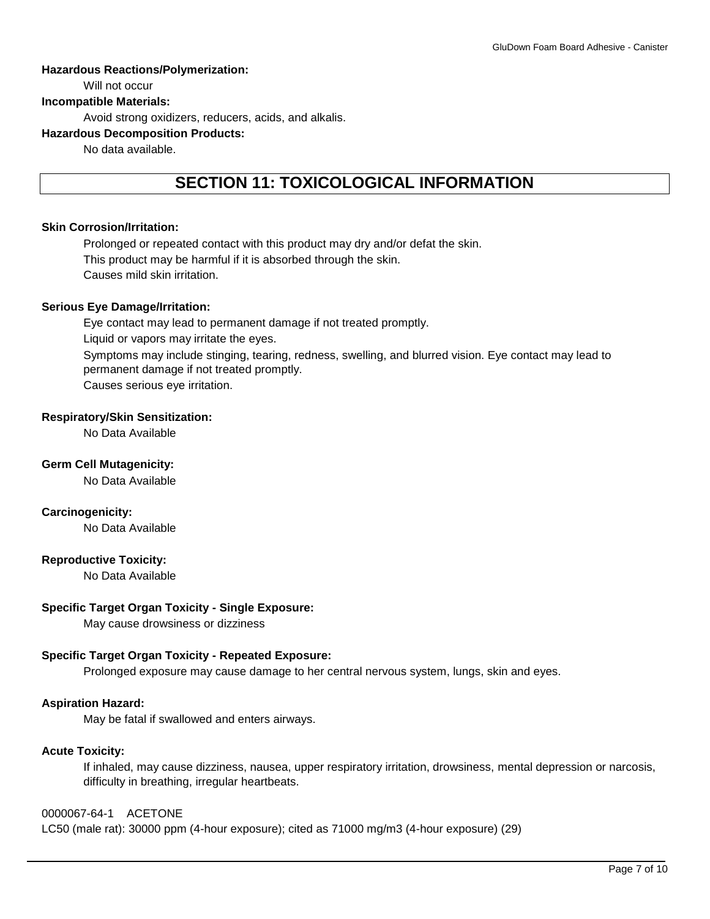**Hazardous Reactions/Polymerization:**

Will not occur

**Incompatible Materials:**

Avoid strong oxidizers, reducers, acids, and alkalis.

**Hazardous Decomposition Products:**

No data available.

## SECTION 11: TOXICOLOGICAL INFORMATION

**Skin Corrosion/Irritation:**

Prolonged or repeated contact with this product may dry and/or defat the skin.
This product may be harmful if it is absorbed through the skin.
Causes mild skin irritation.

**Serious Eye Damage/Irritation:**

Eye contact may lead to permanent damage if not treated promptly.
Liquid or vapors may irritate the eyes.
Symptoms may include stinging, tearing, redness, swelling, and blurred vision. Eye contact may lead to permanent damage if not treated promptly.
Causes serious eye irritation.

**Respiratory/Skin Sensitization:**

No Data Available

**Germ Cell Mutagenicity:**

No Data Available

**Carcinogenicity:**

No Data Available

**Reproductive Toxicity:**

No Data Available

**Specific Target Organ Toxicity - Single Exposure:**

May cause drowsiness or dizziness

**Specific Target Organ Toxicity - Repeated Exposure:**

Prolonged exposure may cause damage to her central nervous system, lungs, skin and eyes.

**Aspiration Hazard:**

May be fatal if swallowed and enters airways.

**Acute Toxicity:**

If inhaled, may cause dizziness, nausea, upper respiratory irritation, drowsiness, mental depression or narcosis, difficulty in breathing, irregular heartbeats.

0000067-64-1 ACETONE

LC50 (male rat): 30000 ppm (4-hour exposure); cited as 71000 mg/m3 (4-hour exposure) (29)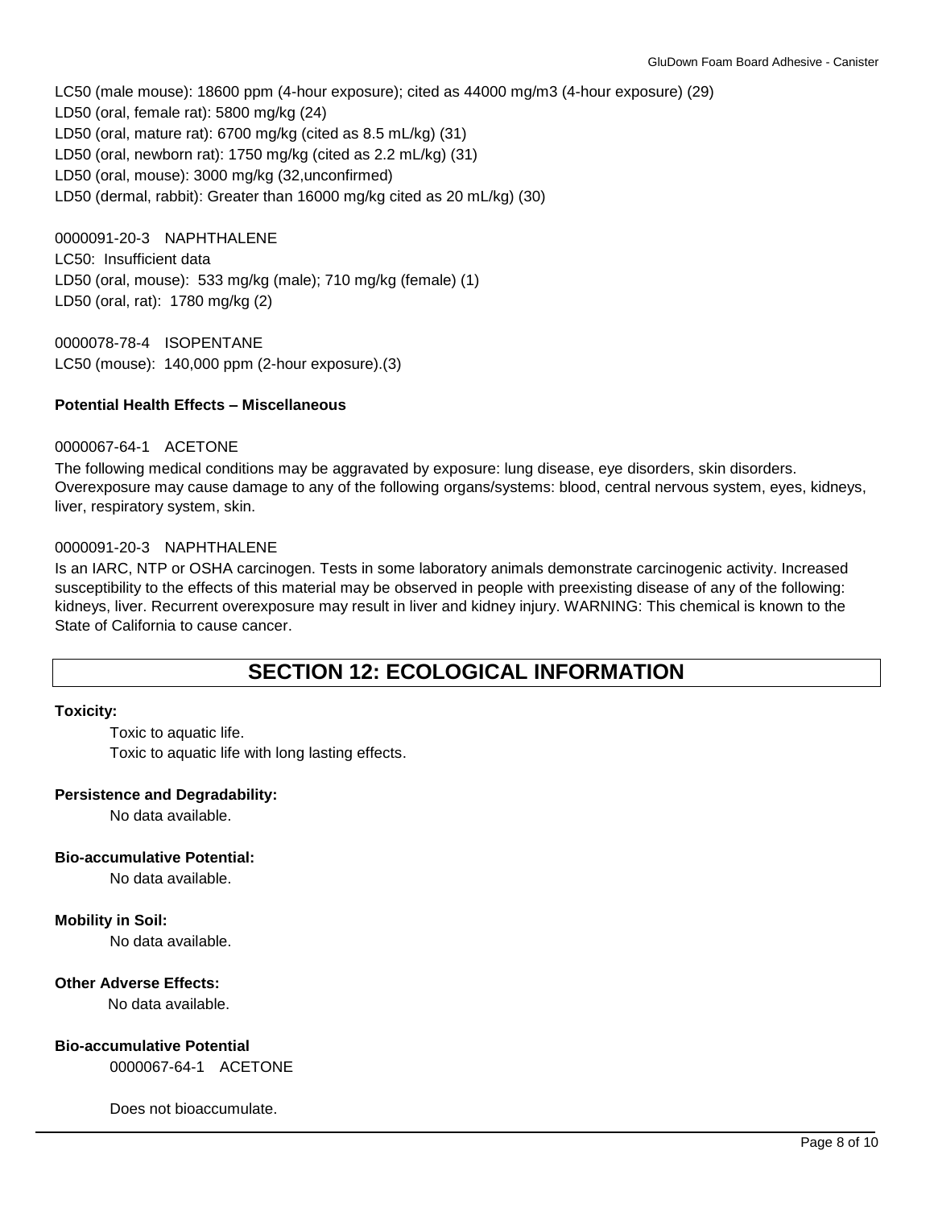LC50 (male mouse): 18600 ppm (4-hour exposure); cited as 44000 mg/m3 (4-hour exposure) (29)
LD50 (oral, female rat): 5800 mg/kg (24)
LD50 (oral, mature rat): 6700 mg/kg (cited as 8.5 mL/kg) (31)
LD50 (oral, newborn rat): 1750 mg/kg (cited as 2.2 mL/kg) (31)
LD50 (oral, mouse): 3000 mg/kg (32,unconfirmed)
LD50 (dermal, rabbit): Greater than 16000 mg/kg cited as 20 mL/kg) (30)

0000091-20-3 NAPHTHALENE
LC50: Insufficient data
LD50 (oral, mouse): 533 mg/kg (male); 710 mg/kg (female) (1)
LD50 (oral, rat): 1780 mg/kg (2)

0000078-78-4 ISOPENTANE
LC50 (mouse): 140,000 ppm (2-hour exposure).(3)

**Potential Health Effects – Miscellaneous**

0000067-64-1 ACETONE

The following medical conditions may be aggravated by exposure: lung disease, eye disorders, skin disorders. Overexposure may cause damage to any of the following organs/systems: blood, central nervous system, eyes, kidneys, liver, respiratory system, skin.

0000091-20-3 NAPHTHALENE

Is an IARC, NTP or OSHA carcinogen. Tests in some laboratory animals demonstrate carcinogenic activity. Increased susceptibility to the effects of this material may be observed in people with preexisting disease of any of the following: kidneys, liver. Recurrent overexposure may result in liver and kidney injury. WARNING: This chemical is known to the State of California to cause cancer.

## SECTION 12: ECOLOGICAL INFORMATION

**Toxicity:**

Toxic to aquatic life.
Toxic to aquatic life with long lasting effects.

**Persistence and Degradability:**

No data available.

**Bio-accumulative Potential:**

No data available.

**Mobility in Soil:**

No data available.

**Other Adverse Effects:**

No data available.

**Bio-accumulative Potential**

0000067-64-1 ACETONE

Does not bioaccumulate.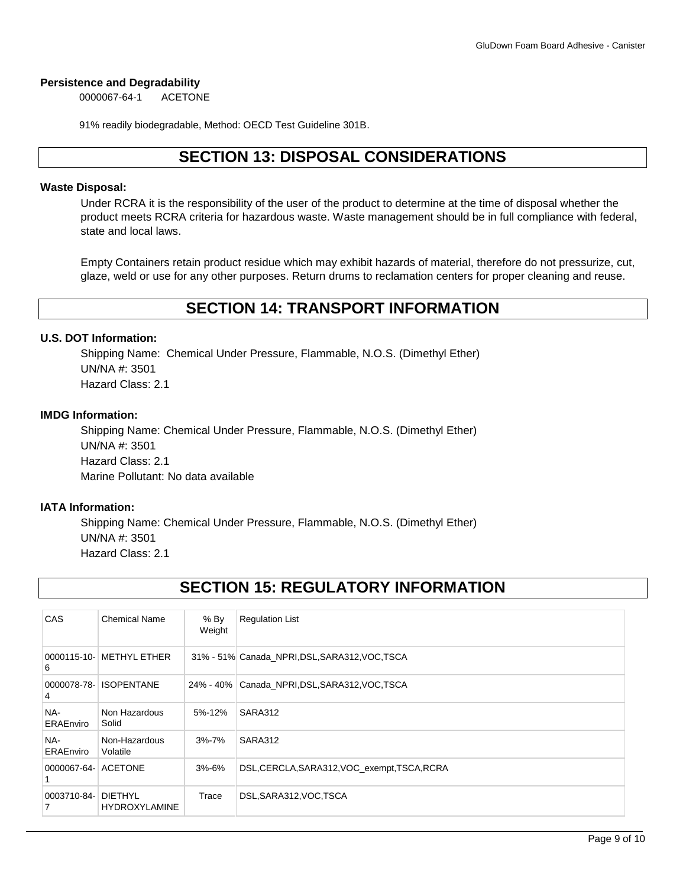### Persistence and Degradability

0000067-64-1 ACETONE

91% readily biodegradable, Method: OECD Test Guideline 301B.

## SECTION 13: DISPOSAL CONSIDERATIONS

### Waste Disposal:

Under RCRA it is the responsibility of the user of the product to determine at the time of disposal whether the product meets RCRA criteria for hazardous waste. Waste management should be in full compliance with federal, state and local laws.

Empty Containers retain product residue which may exhibit hazards of material, therefore do not pressurize, cut, glaze, weld or use for any other purposes. Return drums to reclamation centers for proper cleaning and reuse.

## SECTION 14: TRANSPORT INFORMATION

### U.S. DOT Information:

Shipping Name: Chemical Under Pressure, Flammable, N.O.S. (Dimethyl Ether)
UN/NA #: 3501
Hazard Class: 2.1

### IMDG Information:

Shipping Name: Chemical Under Pressure, Flammable, N.O.S. (Dimethyl Ether)
UN/NA #: 3501
Hazard Class: 2.1
Marine Pollutant: No data available

### IATA Information:

Shipping Name: Chemical Under Pressure, Flammable, N.O.S. (Dimethyl Ether)
UN/NA #: 3501
Hazard Class: 2.1

## SECTION 15: REGULATORY INFORMATION

| CAS | Chemical Name | % By Weight | Regulation List |
|---|---|---|---|
| 0000115-10-6 | METHYL ETHER | 31% - 51% | Canada_NPRI,DSL,SARA312,VOC,TSCA |
| 0000078-78-4 | ISOPENTANE | 24% - 40% | Canada_NPRI,DSL,SARA312,VOC,TSCA |
| NA-ERAEnviro | Non Hazardous Solid | 5%-12% | SARA312 |
| NA-ERAEnviro | Non-Hazardous Volatile | 3%-7% | SARA312 |
| 0000067-64-1 | ACETONE | 3%-6% | DSL,CERCLA,SARA312,VOC_exempt,TSCA,RCRA |
| 0003710-84-7 | DIETHYL HYDROXYLAMINE | Trace | DSL,SARA312,VOC,TSCA |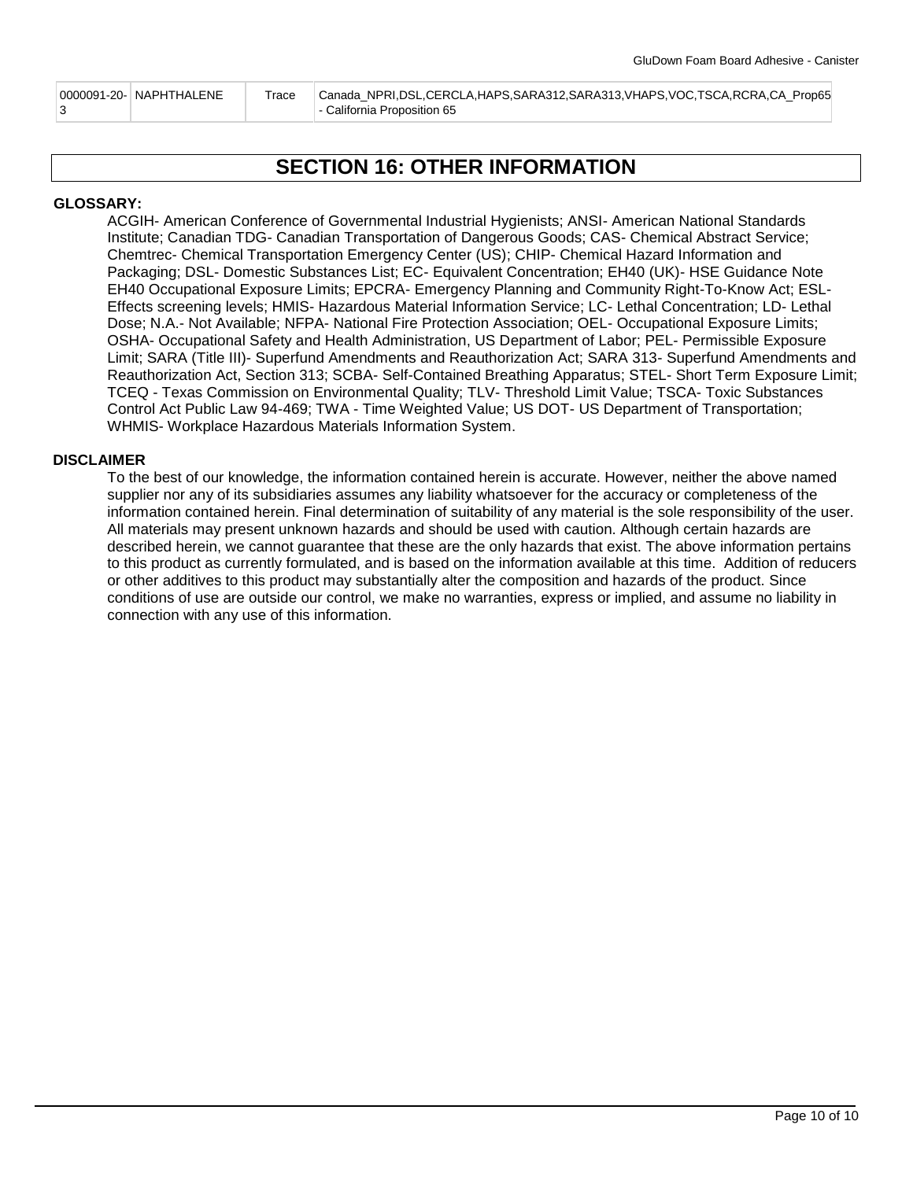| | | | |
|---|---|---|---|
| 0000091-20-3 | NAPHTHALENE | Trace | Canada_NPRI,DSL,CERCLA,HAPS,SARA312,SARA313,VHAPS,VOC,TSCA,RCRA,CA_Prop65 - California Proposition 65 |

# SECTION 16: OTHER INFORMATION

**GLOSSARY:**

ACGIH- American Conference of Governmental Industrial Hygienists; ANSI- American National Standards Institute; Canadian TDG- Canadian Transportation of Dangerous Goods; CAS- Chemical Abstract Service; Chemtrec- Chemical Transportation Emergency Center (US); CHIP- Chemical Hazard Information and Packaging; DSL- Domestic Substances List; EC- Equivalent Concentration; EH40 (UK)- HSE Guidance Note EH40 Occupational Exposure Limits; EPCRA- Emergency Planning and Community Right-To-Know Act; ESL- Effects screening levels; HMIS- Hazardous Material Information Service; LC- Lethal Concentration; LD- Lethal Dose; N.A.- Not Available; NFPA- National Fire Protection Association; OEL- Occupational Exposure Limits; OSHA- Occupational Safety and Health Administration, US Department of Labor; PEL- Permissible Exposure Limit; SARA (Title III)- Superfund Amendments and Reauthorization Act; SARA 313- Superfund Amendments and Reauthorization Act, Section 313; SCBA- Self-Contained Breathing Apparatus; STEL- Short Term Exposure Limit; TCEQ - Texas Commission on Environmental Quality; TLV- Threshold Limit Value; TSCA- Toxic Substances Control Act Public Law 94-469; TWA - Time Weighted Value; US DOT- US Department of Transportation; WHMIS- Workplace Hazardous Materials Information System.

**DISCLAIMER**

To the best of our knowledge, the information contained herein is accurate. However, neither the above named supplier nor any of its subsidiaries assumes any liability whatsoever for the accuracy or completeness of the information contained herein. Final determination of suitability of any material is the sole responsibility of the user. All materials may present unknown hazards and should be used with caution. Although certain hazards are described herein, we cannot guarantee that these are the only hazards that exist. The above information pertains to this product as currently formulated, and is based on the information available at this time. Addition of reducers or other additives to this product may substantially alter the composition and hazards of the product. Since conditions of use are outside our control, we make no warranties, express or implied, and assume no liability in connection with any use of this information.